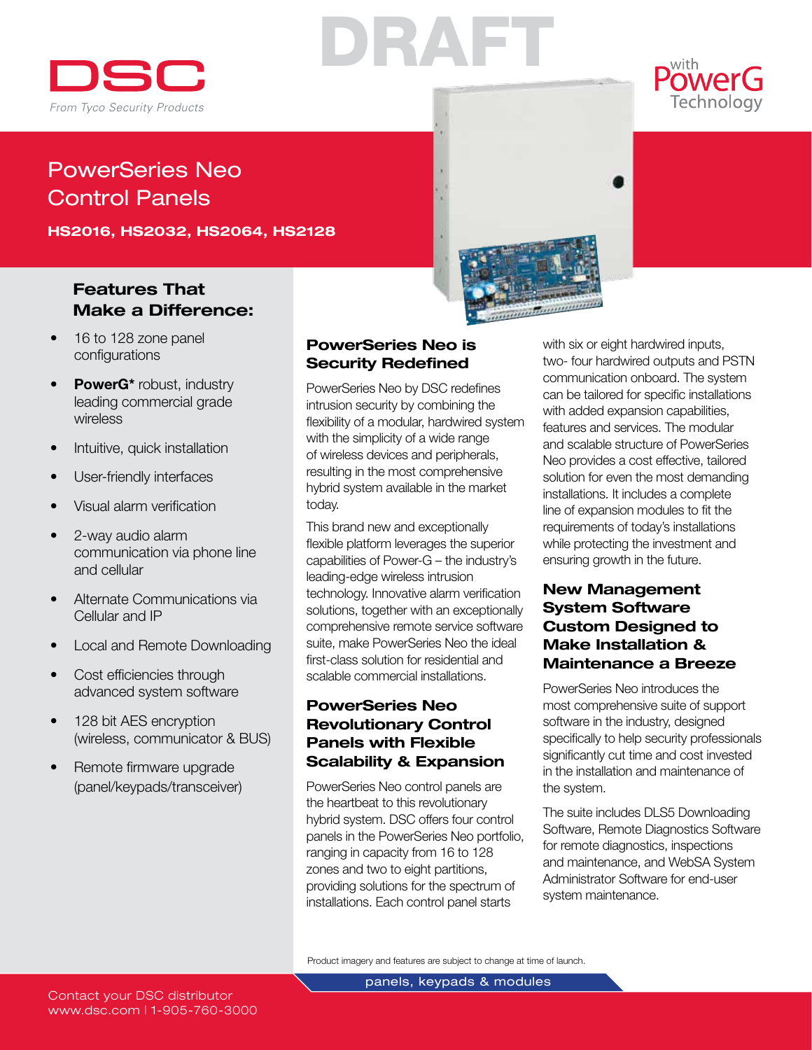DSC

*From Tyco Security Products*

DRAFT

with PowerG Technology

# PowerSeries Neo Control Panels

**HS2016, HS2032, HS2064, HS2128**

## Features That Make a Difference:

- 16 to 128 zone panel configurations
- **PowerG*** robust, industry leading commercial grade wireless
- Intuitive, quick installation
- User-friendly interfaces
- Visual alarm verification
- 2-way audio alarm communication via phone line and cellular
- Alternate Communications via Cellular and IP
- Local and Remote Downloading
- Cost efficiencies through advanced system software
- 128 bit AES encryption (wireless, communicator & BUS)
- Remote firmware upgrade (panel/keypads/transceiver)

## PowerSeries Neo is Security Redefined

PowerSeries Neo by DSC redefines intrusion security by combining the flexibility of a modular, hardwired system with the simplicity of a wide range of wireless devices and peripherals, resulting in the most comprehensive hybrid system available in the market today.

This brand new and exceptionally flexible platform leverages the superior capabilities of Power-G – the industry's leading-edge wireless intrusion technology. Innovative alarm verification solutions, together with an exceptionally comprehensive remote service software suite, make PowerSeries Neo the ideal first-class solution for residential and scalable commercial installations.

## PowerSeries Neo Revolutionary Control Panels with Flexible Scalability & Expansion

PowerSeries Neo control panels are the heartbeat to this revolutionary hybrid system. DSC offers four control panels in the PowerSeries Neo portfolio, ranging in capacity from 16 to 128 zones and two to eight partitions, providing solutions for the spectrum of installations. Each control panel starts with six or eight hardwired inputs, two- four hardwired outputs and PSTN communication onboard. The system can be tailored for specific installations with added expansion capabilities, features and services. The modular and scalable structure of PowerSeries Neo provides a cost effective, tailored solution for even the most demanding installations. It includes a complete line of expansion modules to fit the requirements of today's installations while protecting the investment and ensuring growth in the future.

## New Management System Software Custom Designed to Make Installation & Maintenance a Breeze

PowerSeries Neo introduces the most comprehensive suite of support software in the industry, designed specifically to help security professionals significantly cut time and cost invested in the installation and maintenance of the system.

The suite includes DLS5 Downloading Software, Remote Diagnostics Software for remote diagnostics, inspections and maintenance, and WebSA System Administrator Software for end-user system maintenance.

Product imagery and features are subject to change at time of launch.

panels, keypads & modules

Contact your DSC distributor
www.dsc.com | 1-905-760-3000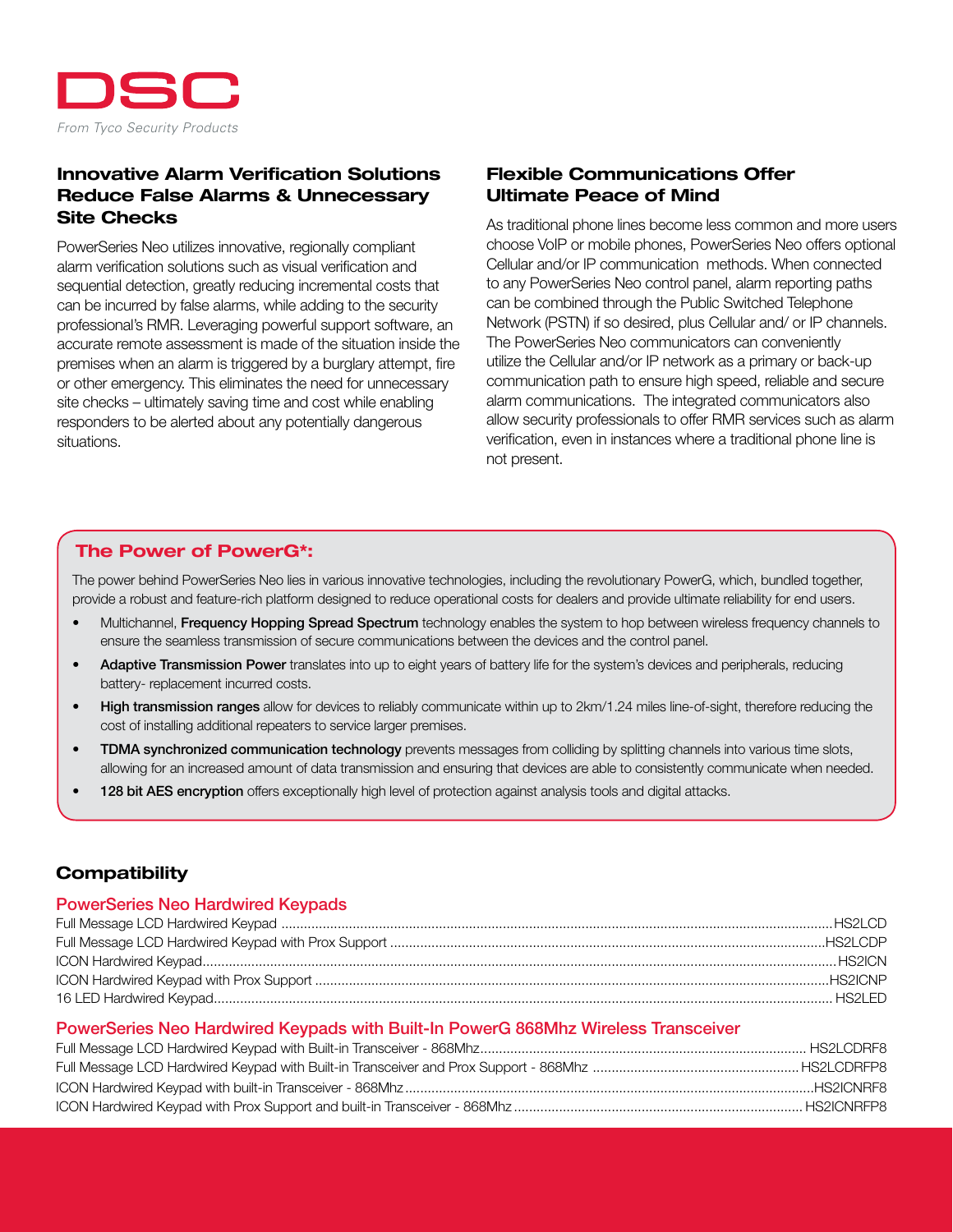# DSC

*From Tyco Security Products*

## Innovative Alarm Verification Solutions Reduce False Alarms & Unnecessary Site Checks

PowerSeries Neo utilizes innovative, regionally compliant alarm verification solutions such as visual verification and sequential detection, greatly reducing incremental costs that can be incurred by false alarms, while adding to the security professional's RMR. Leveraging powerful support software, an accurate remote assessment is made of the situation inside the premises when an alarm is triggered by a burglary attempt, fire or other emergency. This eliminates the need for unnecessary site checks – ultimately saving time and cost while enabling responders to be alerted about any potentially dangerous situations.

## Flexible Communications Offer Ultimate Peace of Mind

As traditional phone lines become less common and more users choose VoIP or mobile phones, PowerSeries Neo offers optional Cellular and/or IP communication methods. When connected to any PowerSeries Neo control panel, alarm reporting paths can be combined through the Public Switched Telephone Network (PSTN) if so desired, plus Cellular and/ or IP channels. The PowerSeries Neo communicators can conveniently utilize the Cellular and/or IP network as a primary or back-up communication path to ensure high speed, reliable and secure alarm communications. The integrated communicators also allow security professionals to offer RMR services such as alarm verification, even in instances where a traditional phone line is not present.

## The Power of PowerG*:

The power behind PowerSeries Neo lies in various innovative technologies, including the revolutionary PowerG, which, bundled together, provide a robust and feature-rich platform designed to reduce operational costs for dealers and provide ultimate reliability for end users.

- Multichannel, **Frequency Hopping Spread Spectrum** technology enables the system to hop between wireless frequency channels to ensure the seamless transmission of secure communications between the devices and the control panel.
- **Adaptive Transmission Power** translates into up to eight years of battery life for the system's devices and peripherals, reducing battery- replacement incurred costs.
- **High transmission ranges** allow for devices to reliably communicate within up to 2km/1.24 miles line-of-sight, therefore reducing the cost of installing additional repeaters to service larger premises.
- **TDMA synchronized communication technology** prevents messages from colliding by splitting channels into various time slots, allowing for an increased amount of data transmission and ensuring that devices are able to consistently communicate when needed.
- **128 bit AES encryption** offers exceptionally high level of protection against analysis tools and digital attacks.

## Compatibility

### PowerSeries Neo Hardwired Keypads

Full Message LCD Hardwired Keypad .......... HS2LCD
Full Message LCD Hardwired Keypad with Prox Support .......... HS2LCDP
ICON Hardwired Keypad .......... HS2ICN
ICON Hardwired Keypad with Prox Support .......... HS2ICNP
16 LED Hardwired Keypad .......... HS2LED

### PowerSeries Neo Hardwired Keypads with Built-In PowerG 868Mhz Wireless Transceiver

Full Message LCD Hardwired Keypad with Built-in Transceiver - 868Mhz .......... HS2LCDRF8
Full Message LCD Hardwired Keypad with Built-in Transceiver and Prox Support - 868Mhz .......... HS2LCDRFP8
ICON Hardwired Keypad with built-in Transceiver - 868Mhz .......... HS2ICNRF8
ICON Hardwired Keypad with Prox Support and built-in Transceiver - 868Mhz .......... HS2ICNRFP8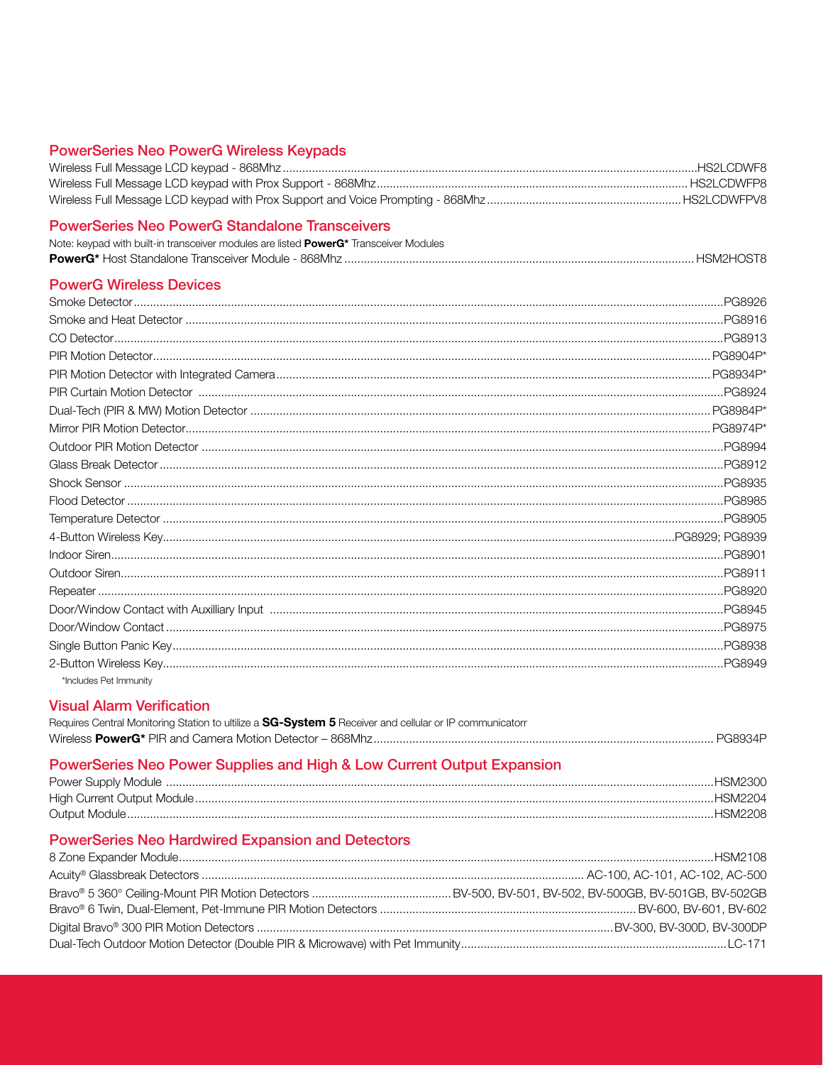## PowerSeries Neo PowerG Wireless Keypads

| | |
|---|---|
| Wireless Full Message LCD keypad - 868Mhz | HS2LCDWF8 |
| Wireless Full Message LCD keypad with Prox Support - 868Mhz | HS2LCDWFP8 |
| Wireless Full Message LCD keypad with Prox Support and Voice Prompting - 868Mhz | HS2LCDWFPV8 |

## PowerSeries Neo PowerG Standalone Transceivers

Note: keypad with built-in transceiver modules are listed **PowerG*** Transceiver Modules

| | |
|---|---|
| **PowerG*** Host Standalone Transceiver Module - 868Mhz | HSM2HOST8 |

## PowerG Wireless Devices

| | |
|---|---|
| Smoke Detector | PG8926 |
| Smoke and Heat Detector | PG8916 |
| CO Detector | PG8913 |
| PIR Motion Detector | PG8904P* |
| PIR Motion Detector with Integrated Camera | PG8934P* |
| PIR Curtain Motion Detector | PG8924 |
| Dual-Tech (PIR & MW) Motion Detector | PG8984P* |
| Mirror PIR Motion Detector | PG8974P* |
| Outdoor PIR Motion Detector | PG8994 |
| Glass Break Detector | PG8912 |
| Shock Sensor | PG8935 |
| Flood Detector | PG8985 |
| Temperature Detector | PG8905 |
| 4-Button Wireless Key | PG8929; PG8939 |
| Indoor Siren | PG8901 |
| Outdoor Siren | PG8911 |
| Repeater | PG8920 |
| Door/Window Contact with Auxilliary Input | PG8945 |
| Door/Window Contact | PG8975 |
| Single Button Panic Key | PG8938 |
| 2-Button Wireless Key | PG8949 |

*Includes Pet Immunity

## Visual Alarm Verification

Requires Central Monitoring Station to ultilize a **SG-System 5** Receiver and cellular or IP communicatorr

| | |
|---|---|
| Wireless **PowerG*** PIR and Camera Motion Detector – 868Mhz | PG8934P |

## PowerSeries Neo Power Supplies and High & Low Current Output Expansion

| | |
|---|---|
| Power Supply Module | HSM2300 |
| High Current Output Module | HSM2204 |
| Output Module | HSM2208 |

## PowerSeries Neo Hardwired Expansion and Detectors

| | |
|---|---|
| 8 Zone Expander Module | HSM2108 |
| Acuity® Glassbreak Detectors | AC-100, AC-101, AC-102, AC-500 |
| Bravo® 5 360° Ceiling-Mount PIR Motion Detectors | BV-500, BV-501, BV-502, BV-500GB, BV-501GB, BV-502GB |
| Bravo® 6 Twin, Dual-Element, Pet-Immune PIR Motion Detectors | BV-600, BV-601, BV-602 |
| Digital Bravo® 300 PIR Motion Detectors | BV-300, BV-300D, BV-300DP |
| Dual-Tech Outdoor Motion Detector (Double PIR & Microwave) with Pet Immunity | LC-171 |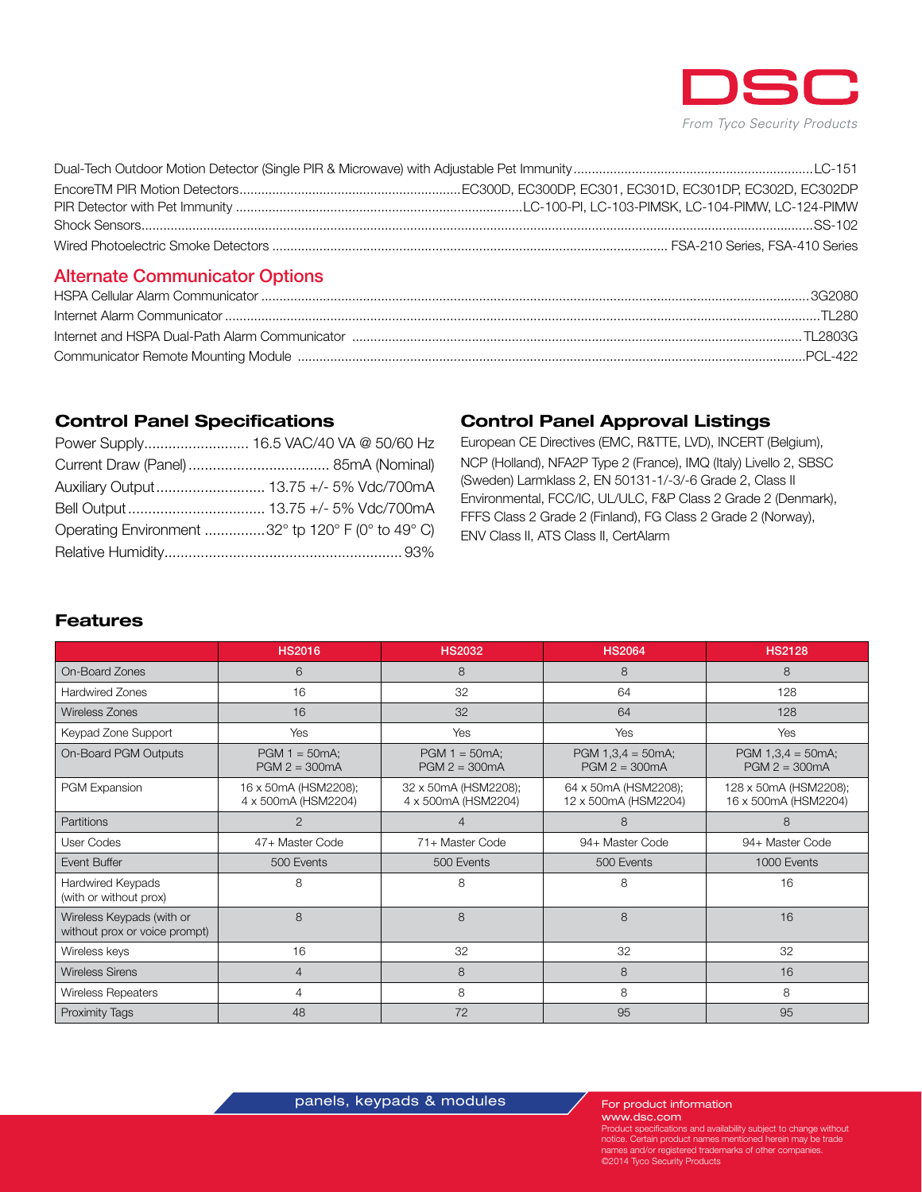Dual-Tech Outdoor Motion Detector (Single PIR & Microwave) with Adjustable Pet Immunity ........ LC-151
EncoreTM PIR Motion Detectors ........ EC300D, EC300DP, EC301, EC301D, EC301DP, EC302D, EC302DP
PIR Detector with Pet Immunity ........ LC-100-PI, LC-103-PIMSK, LC-104-PIMW, LC-124-PIMW
Shock Sensors ........ SS-102
Wired Photoelectric Smoke Detectors ........ FSA-210 Series, FSA-410 Series

## Alternate Communicator Options

HSPA Cellular Alarm Communicator ........ 3G2080
Internet Alarm Communicator ........ TL280
Internet and HSPA Dual-Path Alarm Communicator ........ TL2803G
Communicator Remote Mounting Module ........ PCL-422

## Control Panel Specifications

Power Supply ........ 16.5 VAC/40 VA @ 50/60 Hz
Current Draw (Panel) ........ 85mA (Nominal)
Auxiliary Output ........ 13.75 +/- 5% Vdc/700mA
Bell Output ........ 13.75 +/- 5% Vdc/700mA
Operating Environment ........ 32° tp 120° F (0° to 49° C)
Relative Humidity ........ 93%

## Control Panel Approval Listings

European CE Directives (EMC, R&TTE, LVD), INCERT (Belgium), NCP (Holland), NFA2P Type 2 (France), IMQ (Italy) Livello 2, SBSC (Sweden) Larmklass 2, EN 50131-1/-3/-6 Grade 2, Class II Environmental, FCC/IC, UL/ULC, F&P Class 2 Grade 2 (Denmark), FFFS Class 2 Grade 2 (Finland), FG Class 2 Grade 2 (Norway), ENV Class II, ATS Class II, CertAlarm

## Features

| | HS2016 | HS2032 | HS2064 | HS2128 |
|---|---|---|---|---|
| On-Board Zones | 6 | 8 | 8 | 8 |
| Hardwired Zones | 16 | 32 | 64 | 128 |
| Wireless Zones | 16 | 32 | 64 | 128 |
| Keypad Zone Support | Yes | Yes | Yes | Yes |
| On-Board PGM Outputs | PGM 1 = 50mA; PGM 2 = 300mA | PGM 1 = 50mA; PGM 2 = 300mA | PGM 1,3,4 = 50mA; PGM 2 = 300mA | PGM 1,3,4 = 50mA; PGM 2 = 300mA |
| PGM Expansion | 16 x 50mA (HSM2208); 4 x 500mA (HSM2204) | 32 x 50mA (HSM2208); 4 x 500mA (HSM2204) | 64 x 50mA (HSM2208); 12 x 500mA (HSM2204) | 128 x 50mA (HSM2208); 16 x 500mA (HSM2204) |
| Partitions | 2 | 4 | 8 | 8 |
| User Codes | 47+ Master Code | 71+ Master Code | 94+ Master Code | 94+ Master Code |
| Event Buffer | 500 Events | 500 Events | 500 Events | 1000 Events |
| Hardwired Keypads (with or without prox) | 8 | 8 | 8 | 16 |
| Wireless Keypads (with or without prox or voice prompt) | 8 | 8 | 8 | 16 |
| Wireless keys | 16 | 32 | 32 | 32 |
| Wireless Sirens | 4 | 8 | 8 | 16 |
| Wireless Repeaters | 4 | 8 | 8 | 8 |
| Proximity Tags | 48 | 72 | 95 | 95 |

For product information
www.dsc.com
Product specifications and availability subject to change without notice. Certain product names mentioned herein may be trade names and/or registered trademarks of other companies.
©2014 Tyco Security Products